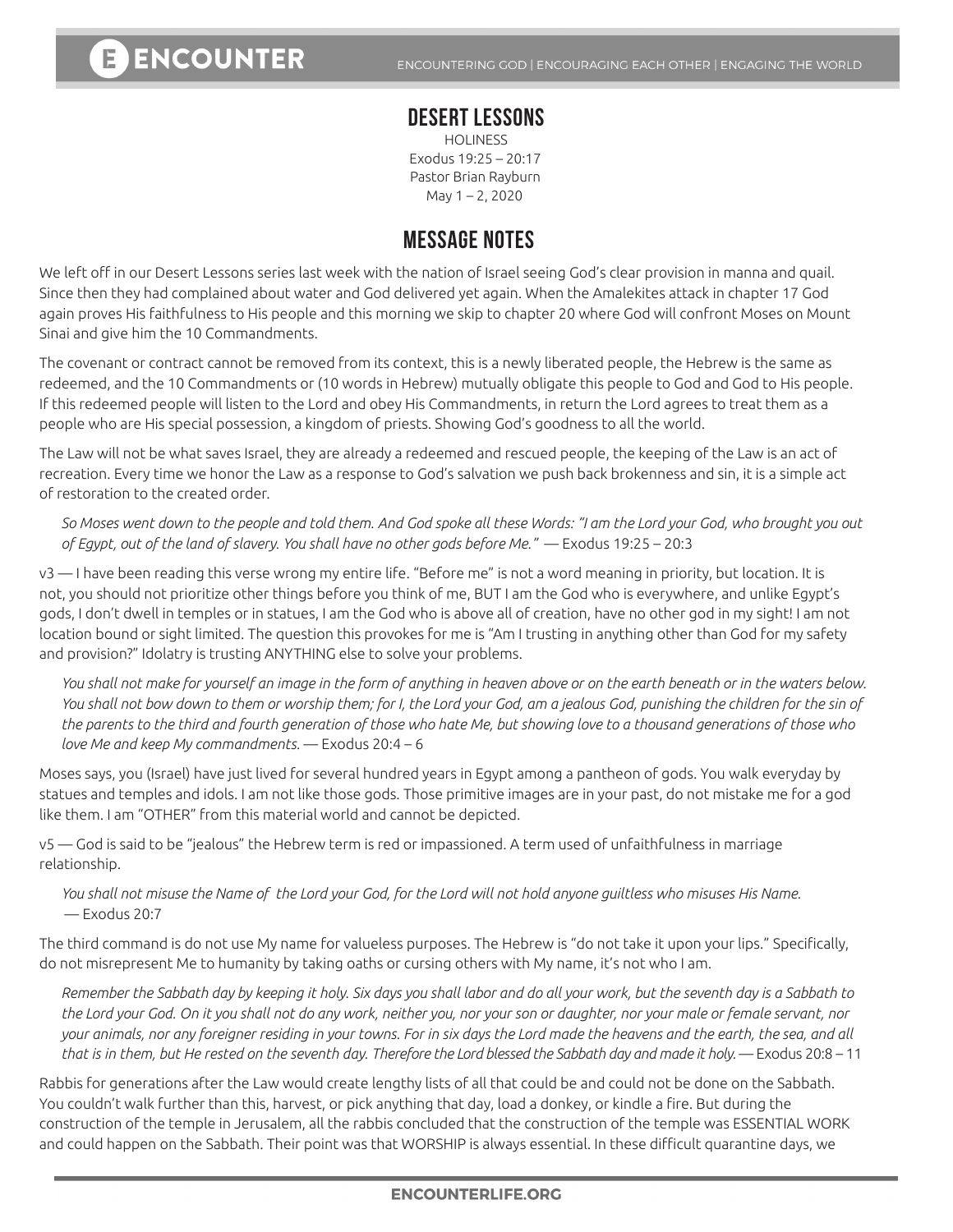# DESERT LESSONS

HOLINESS
Exodus 19:25 – 20:17
Pastor Brian Rayburn
May 1 – 2, 2020

## MESSAGE NOTES

We left off in our Desert Lessons series last week with the nation of Israel seeing God's clear provision in manna and quail. Since then they had complained about water and God delivered yet again. When the Amalekites attack in chapter 17 God again proves His faithfulness to His people and this morning we skip to chapter 20 where God will confront Moses on Mount Sinai and give him the 10 Commandments.

The covenant or contract cannot be removed from its context, this is a newly liberated people, the Hebrew is the same as redeemed, and the 10 Commandments or (10 words in Hebrew) mutually obligate this people to God and God to His people. If this redeemed people will listen to the Lord and obey His Commandments, in return the Lord agrees to treat them as a people who are His special possession, a kingdom of priests. Showing God's goodness to all the world.

The Law will not be what saves Israel, they are already a redeemed and rescued people, the keeping of the Law is an act of recreation. Every time we honor the Law as a response to God's salvation we push back brokenness and sin, it is a simple act of restoration to the created order.

*So Moses went down to the people and told them. And God spoke all these Words: "I am the Lord your God, who brought you out of Egypt, out of the land of slavery. You shall have no other gods before Me."* — Exodus 19:25 – 20:3

v3 — I have been reading this verse wrong my entire life. "Before me" is not a word meaning in priority, but location. It is not, you should not prioritize other things before you think of me, BUT I am the God who is everywhere, and unlike Egypt's gods, I don't dwell in temples or in statues, I am the God who is above all of creation, have no other god in my sight! I am not location bound or sight limited. The question this provokes for me is "Am I trusting in anything other than God for my safety and provision?" Idolatry is trusting ANYTHING else to solve your problems.

*You shall not make for yourself an image in the form of anything in heaven above or on the earth beneath or in the waters below. You shall not bow down to them or worship them; for I, the Lord your God, am a jealous God, punishing the children for the sin of the parents to the third and fourth generation of those who hate Me, but showing love to a thousand generations of those who love Me and keep My commandments.* — Exodus 20:4 – 6

Moses says, you (Israel) have just lived for several hundred years in Egypt among a pantheon of gods. You walk everyday by statues and temples and idols. I am not like those gods. Those primitive images are in your past, do not mistake me for a god like them. I am "OTHER" from this material world and cannot be depicted.

v5 — God is said to be "jealous" the Hebrew term is red or impassioned. A term used of unfaithfulness in marriage relationship.

*You shall not misuse the Name of the Lord your God, for the Lord will not hold anyone guiltless who misuses His Name.* — Exodus 20:7

The third command is do not use My name for valueless purposes. The Hebrew is "do not take it upon your lips." Specifically, do not misrepresent Me to humanity by taking oaths or cursing others with My name, it's not who I am.

*Remember the Sabbath day by keeping it holy. Six days you shall labor and do all your work, but the seventh day is a Sabbath to the Lord your God. On it you shall not do any work, neither you, nor your son or daughter, nor your male or female servant, nor your animals, nor any foreigner residing in your towns. For in six days the Lord made the heavens and the earth, the sea, and all that is in them, but He rested on the seventh day. Therefore the Lord blessed the Sabbath day and made it holy.* — Exodus 20:8 – 11

Rabbis for generations after the Law would create lengthy lists of all that could be and could not be done on the Sabbath. You couldn't walk further than this, harvest, or pick anything that day, load a donkey, or kindle a fire. But during the construction of the temple in Jerusalem, all the rabbis concluded that the construction of the temple was ESSENTIAL WORK and could happen on the Sabbath. Their point was that WORSHIP is always essential. In these difficult quarantine days, we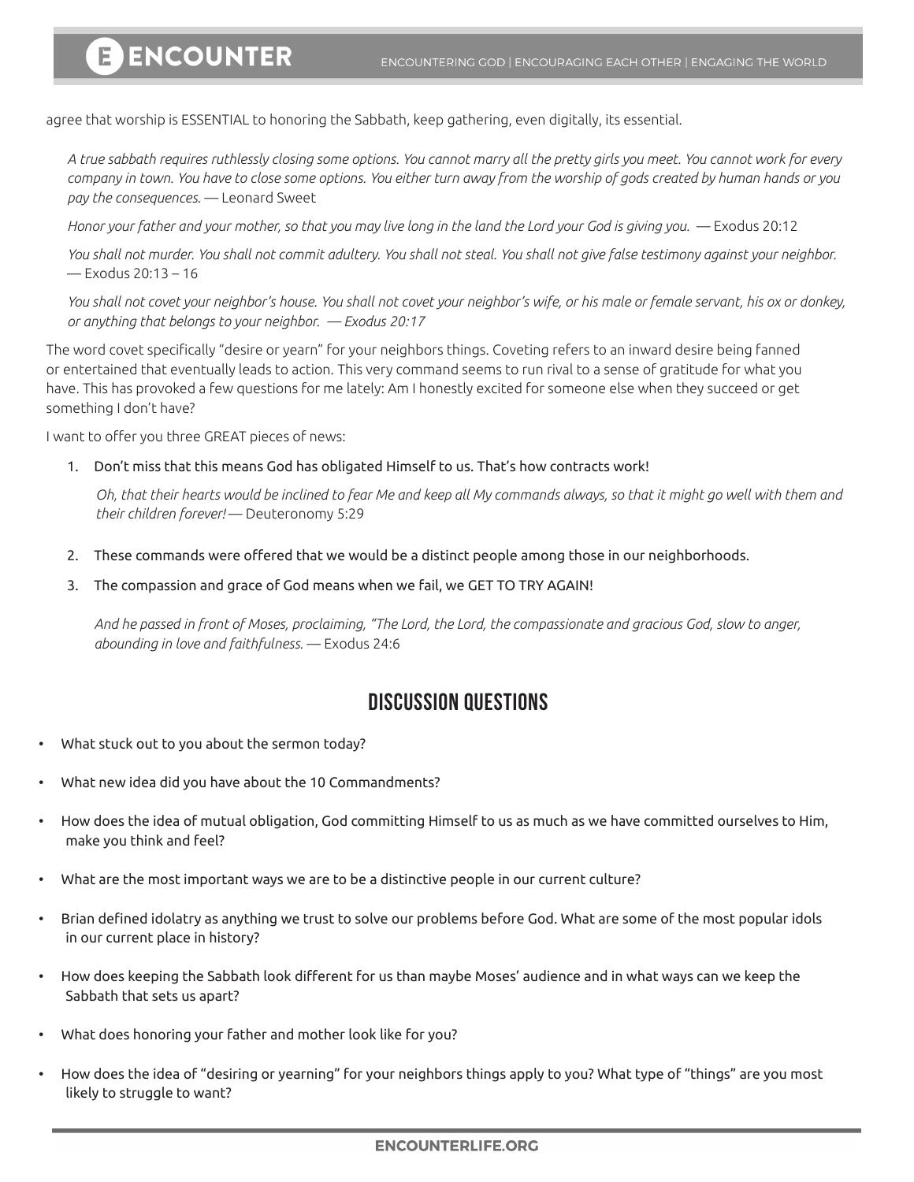agree that worship is ESSENTIAL to honoring the Sabbath, keep gathering, even digitally, its essential.

> *A true sabbath requires ruthlessly closing some options. You cannot marry all the pretty girls you meet. You cannot work for every company in town. You have to close some options. You either turn away from the worship of gods created by human hands or you pay the consequences.* — Leonard Sweet

> *Honor your father and your mother, so that you may live long in the land the Lord your God is giving you.* — Exodus 20:12

> *You shall not murder. You shall not commit adultery. You shall not steal. You shall not give false testimony against your neighbor.* — Exodus 20:13 – 16

> *You shall not covet your neighbor's house. You shall not covet your neighbor's wife, or his male or female servant, his ox or donkey, or anything that belongs to your neighbor. — Exodus 20:17*

The word covet specifically "desire or yearn" for your neighbors things. Coveting refers to an inward desire being fanned or entertained that eventually leads to action. This very command seems to run rival to a sense of gratitude for what you have. This has provoked a few questions for me lately: Am I honestly excited for someone else when they succeed or get something I don't have?

I want to offer you three GREAT pieces of news:

1. Don't miss that this means God has obligated Himself to us. That's how contracts work!

   *Oh, that their hearts would be inclined to fear Me and keep all My commands always, so that it might go well with them and their children forever!* — Deuteronomy 5:29

2. These commands were offered that we would be a distinct people among those in our neighborhoods.
3. The compassion and grace of God means when we fail, we GET TO TRY AGAIN!

   *And he passed in front of Moses, proclaiming, "The Lord, the Lord, the compassionate and gracious God, slow to anger, abounding in love and faithfulness.* — Exodus 24:6

## DISCUSSION QUESTIONS

- What stuck out to you about the sermon today?
- What new idea did you have about the 10 Commandments?
- How does the idea of mutual obligation, God committing Himself to us as much as we have committed ourselves to Him, make you think and feel?
- What are the most important ways we are to be a distinctive people in our current culture?
- Brian defined idolatry as anything we trust to solve our problems before God. What are some of the most popular idols in our current place in history?
- How does keeping the Sabbath look different for us than maybe Moses' audience and in what ways can we keep the Sabbath that sets us apart?
- What does honoring your father and mother look like for you?
- How does the idea of "desiring or yearning" for your neighbors things apply to you? What type of "things" are you most likely to struggle to want?